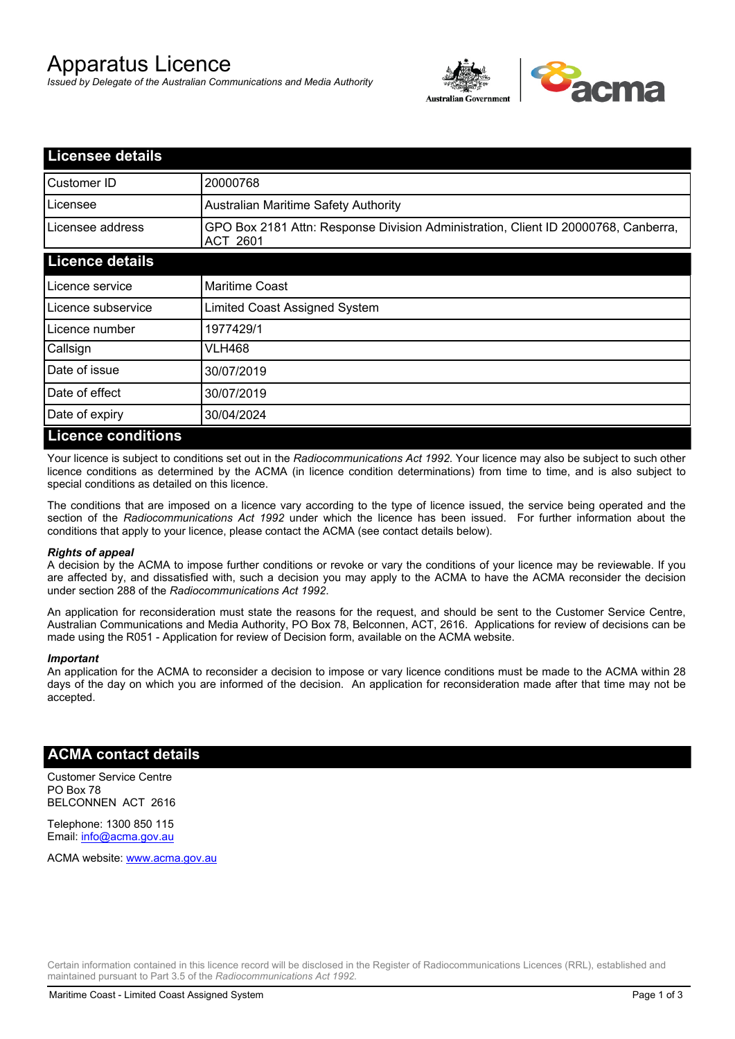# Apparatus Licence

*Issued by Delegate of the Australian Communications and Media Authority*

## Licensee details

| | |
|---|---|
| Customer ID | 20000768 |
| Licensee | Australian Maritime Safety Authority |
| Licensee address | GPO Box 2181 Attn: Response Division Administration, Client ID 20000768, Canberra, ACT 2601 |

## Licence details

| | |
|---|---|
| Licence service | Maritime Coast |
| Licence subservice | Limited Coast Assigned System |
| Licence number | 1977429/1 |
| Callsign | VLH468 |
| Date of issue | 30/07/2019 |
| Date of effect | 30/07/2019 |
| Date of expiry | 30/04/2024 |

## Licence conditions

Your licence is subject to conditions set out in the *Radiocommunications Act 1992*. Your licence may also be subject to such other licence conditions as determined by the ACMA (in licence condition determinations) from time to time, and is also subject to special conditions as detailed on this licence.

The conditions that are imposed on a licence vary according to the type of licence issued, the service being operated and the section of the *Radiocommunications Act 1992* under which the licence has been issued. For further information about the conditions that apply to your licence, please contact the ACMA (see contact details below).

***Rights of appeal***

A decision by the ACMA to impose further conditions or revoke or vary the conditions of your licence may be reviewable. If you are affected by, and dissatisfied with, such a decision you may apply to the ACMA to have the ACMA reconsider the decision under section 288 of the *Radiocommunications Act 1992*.

An application for reconsideration must state the reasons for the request, and should be sent to the Customer Service Centre, Australian Communications and Media Authority, PO Box 78, Belconnen, ACT, 2616. Applications for review of decisions can be made using the R051 - Application for review of Decision form, available on the ACMA website.

***Important***

An application for the ACMA to reconsider a decision to impose or vary licence conditions must be made to the ACMA within 28 days of the day on which you are informed of the decision. An application for reconsideration made after that time may not be accepted.

## ACMA contact details

Customer Service Centre
PO Box 78
BELCONNEN ACT 2616

Telephone: 1300 850 115
Email: info@acma.gov.au

ACMA website: www.acma.gov.au

Certain information contained in this licence record will be disclosed in the Register of Radiocommunications Licences (RRL), established and maintained pursuant to Part 3.5 of the *Radiocommunications Act 1992.*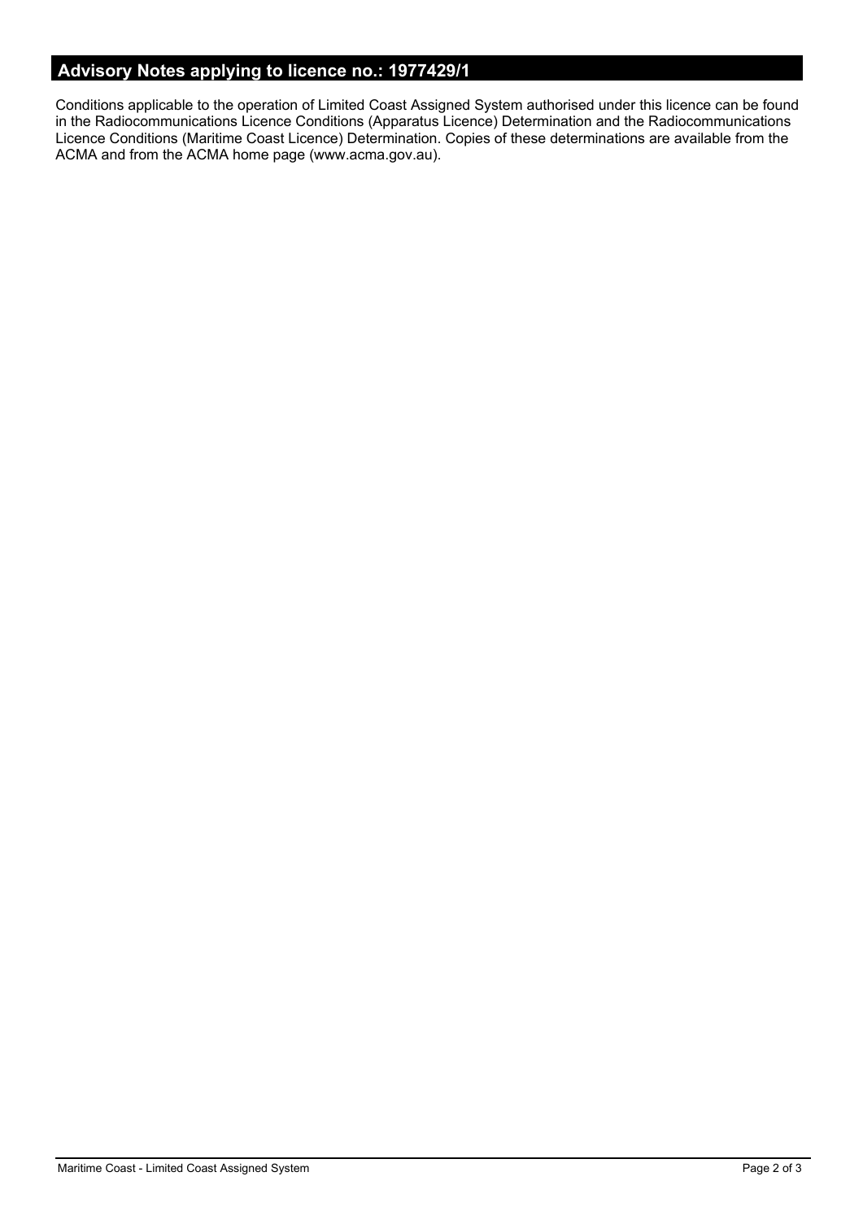## Advisory Notes applying to licence no.: 1977429/1

Conditions applicable to the operation of Limited Coast Assigned System authorised under this licence can be found in the Radiocommunications Licence Conditions (Apparatus Licence) Determination and the Radiocommunications Licence Conditions (Maritime Coast Licence) Determination. Copies of these determinations are available from the ACMA and from the ACMA home page (www.acma.gov.au).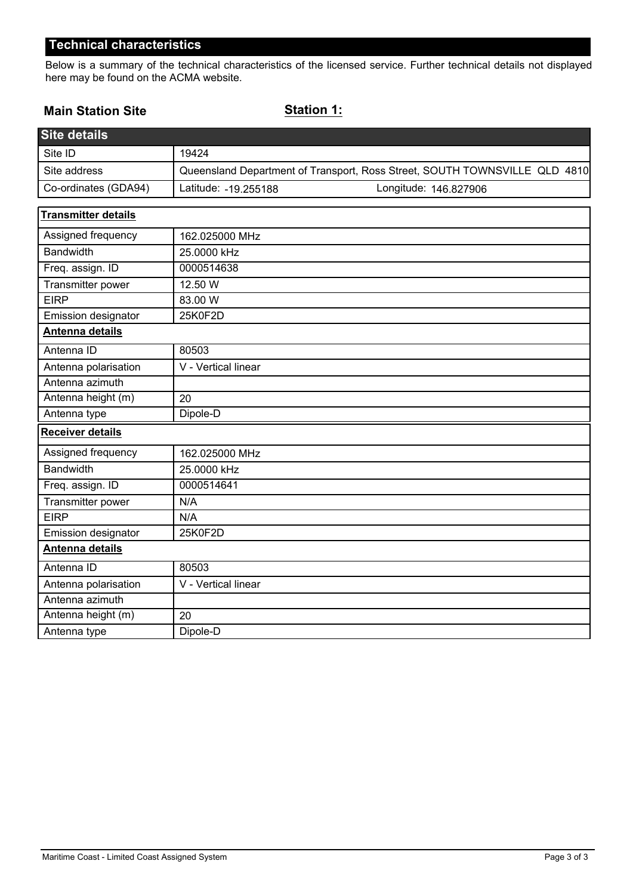## Technical characteristics

Below is a summary of the technical characteristics of the licensed service. Further technical details not displayed here may be found on the ACMA website.

**Main Station Site** **Station 1:**

| Site details | |
|---|---|
| Site ID | 19424 |
| Site address | Queensland Department of Transport, Ross Street, SOUTH TOWNSVILLE QLD 4810 |
| Co-ordinates (GDA94) | Latitude: -19.255188 Longitude: 146.827906 |

| **Transmitter details** | |
|---|---|
| Assigned frequency | 162.025000 MHz |
| Bandwidth | 25.0000 kHz |
| Freq. assign. ID | 0000514638 |
| Transmitter power | 12.50 W |
| EIRP | 83.00 W |
| Emission designator | 25K0F2D |
| **Antenna details** | |
| Antenna ID | 80503 |
| Antenna polarisation | V - Vertical linear |
| Antenna azimuth | |
| Antenna height (m) | 20 |
| Antenna type | Dipole-D |
| **Receiver details** | |
| Assigned frequency | 162.025000 MHz |
| Bandwidth | 25.0000 kHz |
| Freq. assign. ID | 0000514641 |
| Transmitter power | N/A |
| EIRP | N/A |
| Emission designator | 25K0F2D |
| **Antenna details** | |
| Antenna ID | 80503 |
| Antenna polarisation | V - Vertical linear |
| Antenna azimuth | |
| Antenna height (m) | 20 |
| Antenna type | Dipole-D |